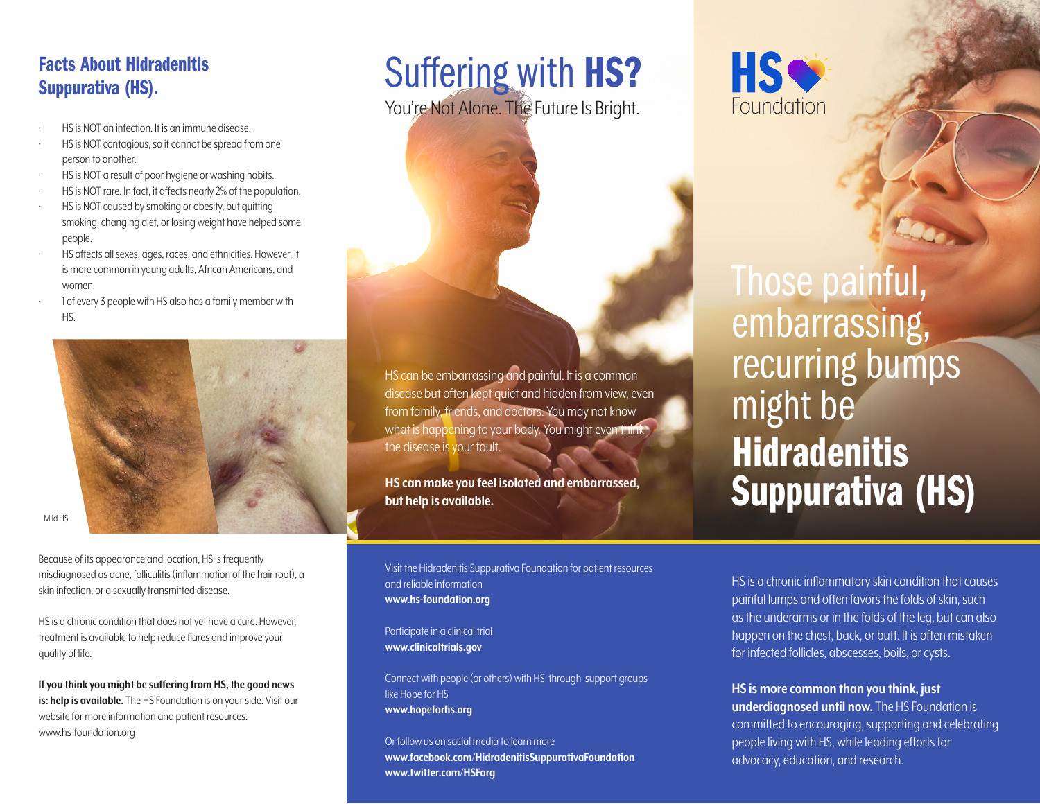## Facts About Hidradenitis Suppurativa (HS).

- HS is NOT an infection. It is an immune disease.
- HS is NOT contagious, so it cannot be spread from one person to another.
- HS is NOT a result of poor hygiene or washing habits.
- HS is NOT rare. In fact, it affects nearly 2% of the population.
- HS is NOT caused by smoking or obesity, but quitting smoking, changing diet, or losing weight have helped some people.
- HS affects all sexes, ages, races, and ethnicities. However, it is more common in young adults, African Americans, and women.
- 1 of every 3 people with HS also has a family member with HS.

Mild HS

Because of its appearance and location, HS is frequently misdiagnosed as acne, folliculitis (inflammation of the hair root), a skin infection, or a sexually transmitted disease.

HS is a chronic condition that does not yet have a cure. However, treatment is available to help reduce flares and improve your quality of life.

**If you think you might be suffering from HS, the good news is: help is available.** The HS Foundation is on your side. Visit our website for more information and patient resources. www.hs-foundation.org

# Suffering with **HS?**

You're Not Alone. The Future Is Bright.

HS can be embarrassing and painful. It is a common disease but often kept quiet and hidden from view, even from family, friends, and doctors. You may not know what is happening to your body. You might even think the disease is your fault.

**HS can make you feel isolated and embarrassed, but help is available.**

Visit the Hidradenitis Suppurativa Foundation for patient resources and reliable information
**www.hs-foundation.org**

Participate in a clinical trial
**www.clinicaltrials.gov**

Connect with people (or others) with HS through support groups like Hope for HS
**www.hopeforhs.org**

Or follow us on social media to learn more
**www.facebook.com/HidradenitisSuppurativaFoundation**
**www.twitter.com/HSForg**

HS Foundation

# Those painful, embarrassing, recurring bumps might be **Hidradenitis Suppurativa (HS)**

HS is a chronic inflammatory skin condition that causes painful lumps and often favors the folds of skin, such as the underarms or in the folds of the leg, but can also happen on the chest, back, or butt. It is often mistaken for infected follicles, abscesses, boils, or cysts.

**HS is more common than you think, just underdiagnosed until now.** The HS Foundation is committed to encouraging, supporting and celebrating people living with HS, while leading efforts for advocacy, education, and research.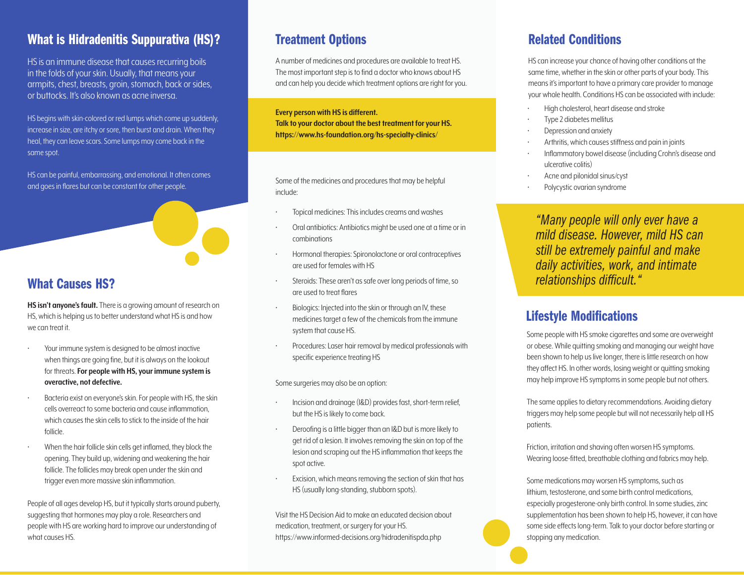## What is Hidradenitis Suppurativa (HS)?

HS is an immune disease that causes recurring boils in the folds of your skin. Usually, that means your armpits, chest, breasts, groin, stomach, back or sides, or buttocks. It's also known as acne inversa.

HS begins with skin-colored or red lumps which come up suddenly, increase in size, are itchy or sore, then burst and drain. When they heal, they can leave scars. Some lumps may come back in the same spot.

HS can be painful, embarrassing, and emotional. It often comes and goes in flares but can be constant for other people.

## What Causes HS?

**HS isn't anyone's fault.** There is a growing amount of research on HS, which is helping us to better understand what HS is and how we can treat it.

- Your immune system is designed to be almost inactive when things are going fine, but it is always on the lookout for threats. **For people with HS, your immune system is overactive, not defective.**
- Bacteria exist on everyone's skin. For people with HS, the skin cells overreact to some bacteria and cause inflammation, which causes the skin cells to stick to the inside of the hair follicle.
- When the hair follicle skin cells get inflamed, they block the opening. They build up, widening and weakening the hair follicle. The follicles may break open under the skin and trigger even more massive skin inflammation.

People of all ages develop HS, but it typically starts around puberty, suggesting that hormones may play a role. Researchers and people with HS are working hard to improve our understanding of what causes HS.

## Treatment Options

A number of medicines and procedures are available to treat HS. The most important step is to find a doctor who knows about HS and can help you decide which treatment options are right for you.

**Every person with HS is different.**
**Talk to your doctor about the best treatment for your HS.**
**https://www.hs-foundation.org/hs-specialty-clinics/**

Some of the medicines and procedures that may be helpful include:

- Topical medicines: This includes creams and washes
- Oral antibiotics: Antibiotics might be used one at a time or in combinations
- Hormonal therapies: Spironolactone or oral contraceptives are used for females with HS
- Steroids: These aren't as safe over long periods of time, so are used to treat flares
- Biologics: Injected into the skin or through an IV, these medicines target a few of the chemicals from the immune system that cause HS.
- Procedures: Laser hair removal by medical professionals with specific experience treating HS

Some surgeries may also be an option:

- Incision and drainage (I&D) provides fast, short-term relief, but the HS is likely to come back.
- Deroofing is a little bigger than an I&D but is more likely to get rid of a lesion. It involves removing the skin on top of the lesion and scraping out the HS inflammation that keeps the spot active.
- Excision, which means removing the section of skin that has HS (usually long-standing, stubborn spots).

Visit the HS Decision Aid to make an educated decision about medication, treatment, or surgery for your HS.
https://www.informed-decisions.org/hidradenitispda.php

## Related Conditions

HS can increase your chance of having other conditions at the same time, whether in the skin or other parts of your body. This means it's important to have a primary care provider to manage your whole health. Conditions HS can be associated with include:

- High cholesterol, heart disease and stroke
- Type 2 diabetes mellitus
- Depression and anxiety
- Arthritis, which causes stiffness and pain in joints
- Inflammatory bowel disease (including Crohn's disease and ulcerative colitis)
- Acne and pilonidal sinus/cyst
- Polycystic ovarian syndrome

*"Many people will only ever have a mild disease. However, mild HS can still be extremely painful and make daily activities, work, and intimate relationships difficult."*

## Lifestyle Modifications

Some people with HS smoke cigarettes and some are overweight or obese. While quitting smoking and managing our weight have been shown to help us live longer, there is little research on how they affect HS. In other words, losing weight or quitting smoking may help improve HS symptoms in some people but not others.

The same applies to dietary recommendations. Avoiding dietary triggers may help some people but will not necessarily help all HS patients.

Friction, irritation and shaving often worsen HS symptoms. Wearing loose-fitted, breathable clothing and fabrics may help.

Some medications may worsen HS symptoms, such as lithium, testosterone, and some birth control medications, especially progesterone-only birth control. In some studies, zinc supplementation has been shown to help HS, however, it can have some side effects long-term. Talk to your doctor before starting or stopping any medication.